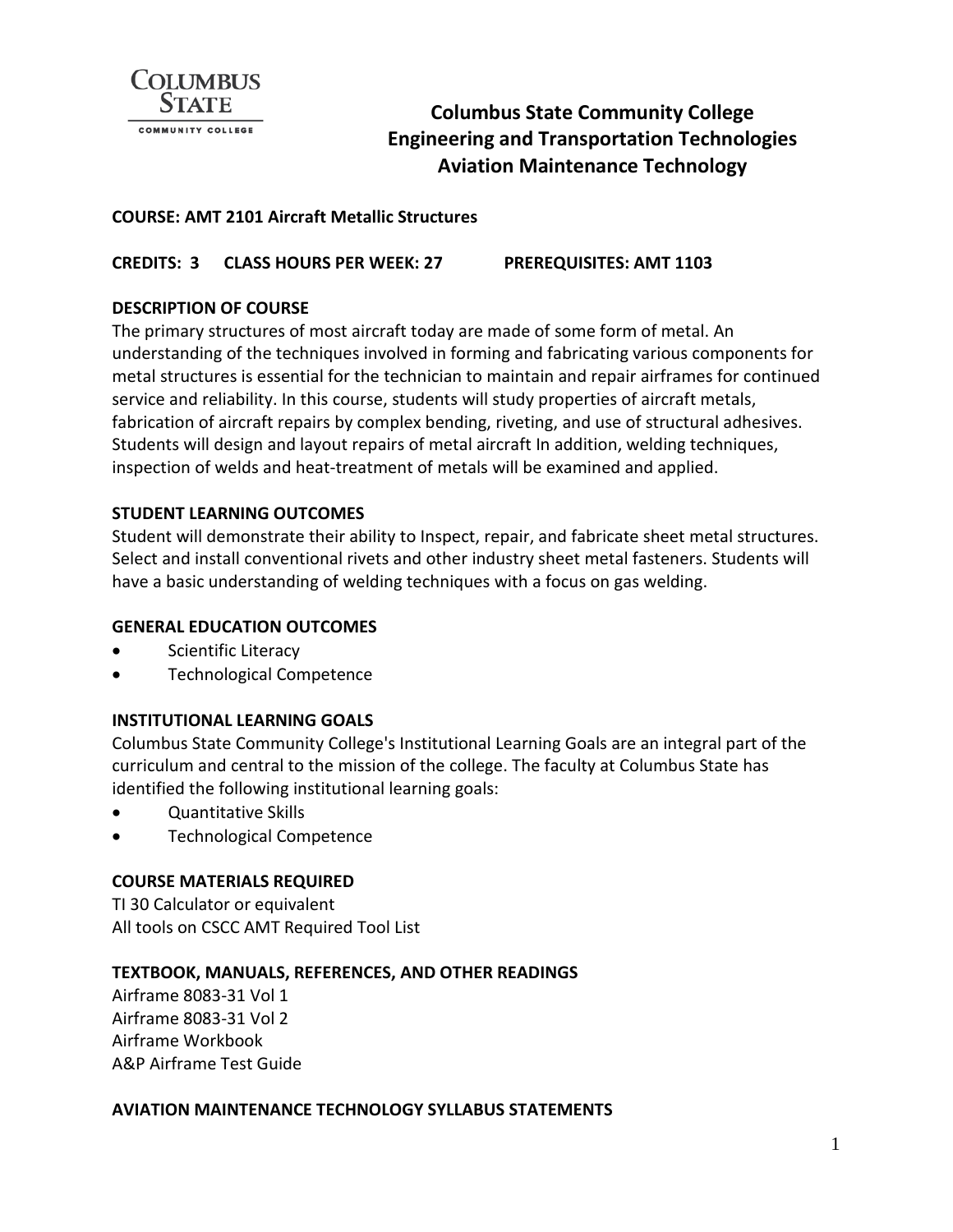# Columbus State Community College
## Engineering and Transportation Technologies
## Aviation Maintenance Technology

**COURSE: AMT 2101 Aircraft Metallic Structures**

**CREDITS: 3 CLASS HOURS PER WEEK: 27 PREREQUISITES: AMT 1103**

**DESCRIPTION OF COURSE**

The primary structures of most aircraft today are made of some form of metal. An understanding of the techniques involved in forming and fabricating various components for metal structures is essential for the technician to maintain and repair airframes for continued service and reliability. In this course, students will study properties of aircraft metals, fabrication of aircraft repairs by complex bending, riveting, and use of structural adhesives. Students will design and layout repairs of metal aircraft In addition, welding techniques, inspection of welds and heat-treatment of metals will be examined and applied.

**STUDENT LEARNING OUTCOMES**

Student will demonstrate their ability to Inspect, repair, and fabricate sheet metal structures. Select and install conventional rivets and other industry sheet metal fasteners. Students will have a basic understanding of welding techniques with a focus on gas welding.

**GENERAL EDUCATION OUTCOMES**

- Scientific Literacy
- Technological Competence

**INSTITUTIONAL LEARNING GOALS**

Columbus State Community College's Institutional Learning Goals are an integral part of the curriculum and central to the mission of the college. The faculty at Columbus State has identified the following institutional learning goals:

- Quantitative Skills
- Technological Competence

**COURSE MATERIALS REQUIRED**

TI 30 Calculator or equivalent
All tools on CSCC AMT Required Tool List

**TEXTBOOK, MANUALS, REFERENCES, AND OTHER READINGS**

Airframe 8083-31 Vol 1
Airframe 8083-31 Vol 2
Airframe Workbook
A&P Airframe Test Guide

**AVIATION MAINTENANCE TECHNOLOGY SYLLABUS STATEMENTS**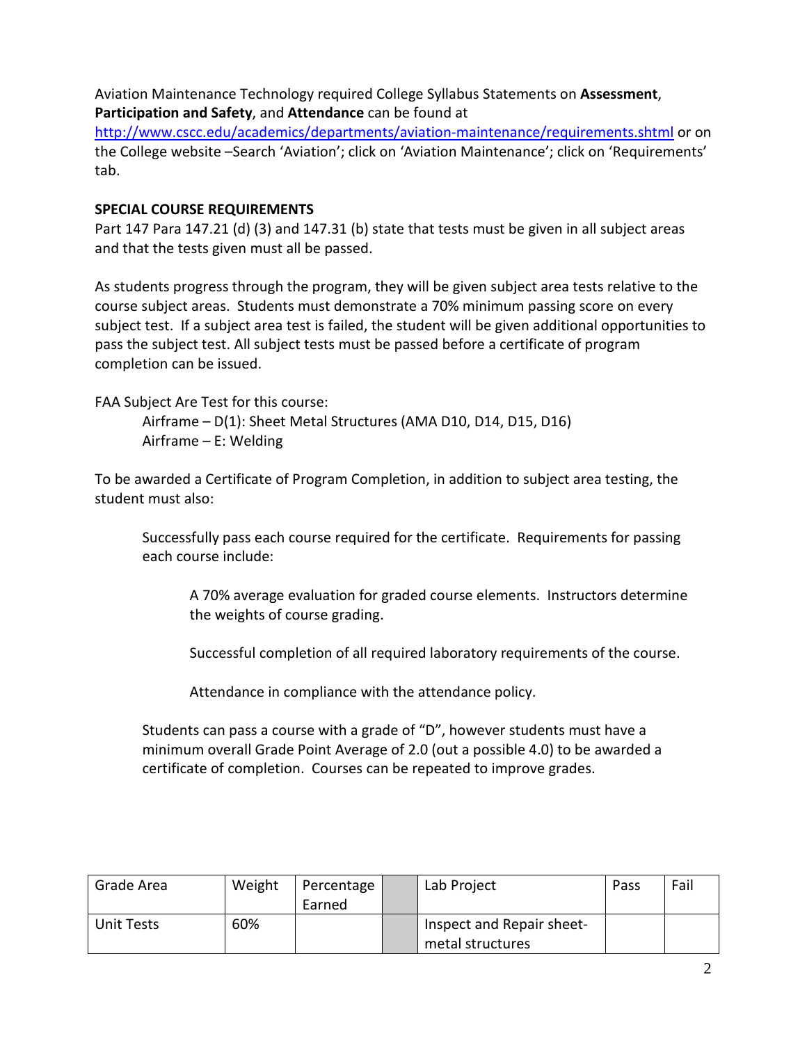Aviation Maintenance Technology required College Syllabus Statements on **Assessment**, **Participation and Safety**, and **Attendance** can be found at http://www.cscc.edu/academics/departments/aviation-maintenance/requirements.shtml or on the College website –Search 'Aviation'; click on 'Aviation Maintenance'; click on 'Requirements' tab.

**SPECIAL COURSE REQUIREMENTS**

Part 147 Para 147.21 (d) (3) and 147.31 (b) state that tests must be given in all subject areas and that the tests given must all be passed.

As students progress through the program, they will be given subject area tests relative to the course subject areas. Students must demonstrate a 70% minimum passing score on every subject test. If a subject area test is failed, the student will be given additional opportunities to pass the subject test. All subject tests must be passed before a certificate of program completion can be issued.

FAA Subject Are Test for this course:

Airframe – D(1): Sheet Metal Structures (AMA D10, D14, D15, D16)
Airframe – E: Welding

To be awarded a Certificate of Program Completion, in addition to subject area testing, the student must also:

Successfully pass each course required for the certificate. Requirements for passing each course include:

A 70% average evaluation for graded course elements. Instructors determine the weights of course grading.

Successful completion of all required laboratory requirements of the course.

Attendance in compliance with the attendance policy.

Students can pass a course with a grade of "D", however students must have a minimum overall Grade Point Average of 2.0 (out a possible 4.0) to be awarded a certificate of completion. Courses can be repeated to improve grades.

| Grade Area | Weight | Percentage Earned | | Lab Project | Pass | Fail |
|---|---|---|---|---|---|---|
| Unit Tests | 60% | | | Inspect and Repair sheet-metal structures | | |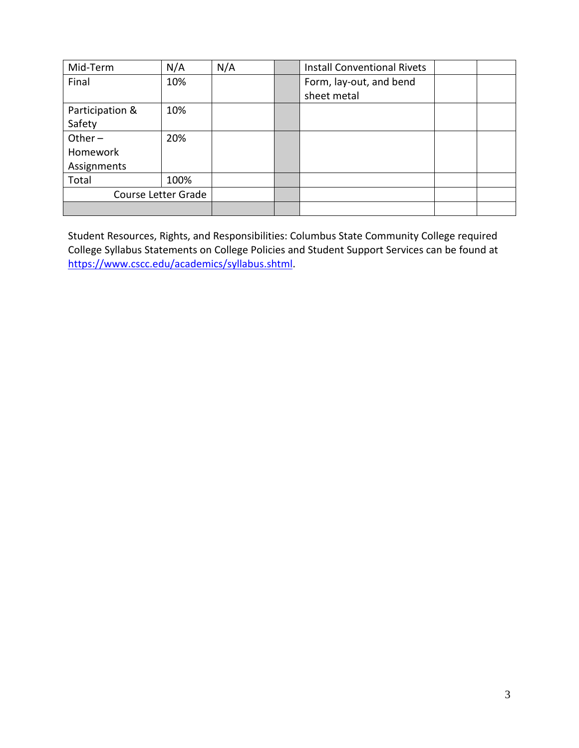| Mid-Term | N/A | N/A | | Install Conventional Rivets | | |
|---|---|---|---|---|---|---|
| Final | 10% | | | Form, lay-out, and bend sheet metal | | |
| Participation & Safety | 10% | | | | | |
| Other – Homework Assignments | 20% | | | | | |
| Total | 100% | | | | | |
| Course Letter Grade | | | | | | |
| | | | | | | |

Student Resources, Rights, and Responsibilities: Columbus State Community College required College Syllabus Statements on College Policies and Student Support Services can be found at https://www.cscc.edu/academics/syllabus.shtml.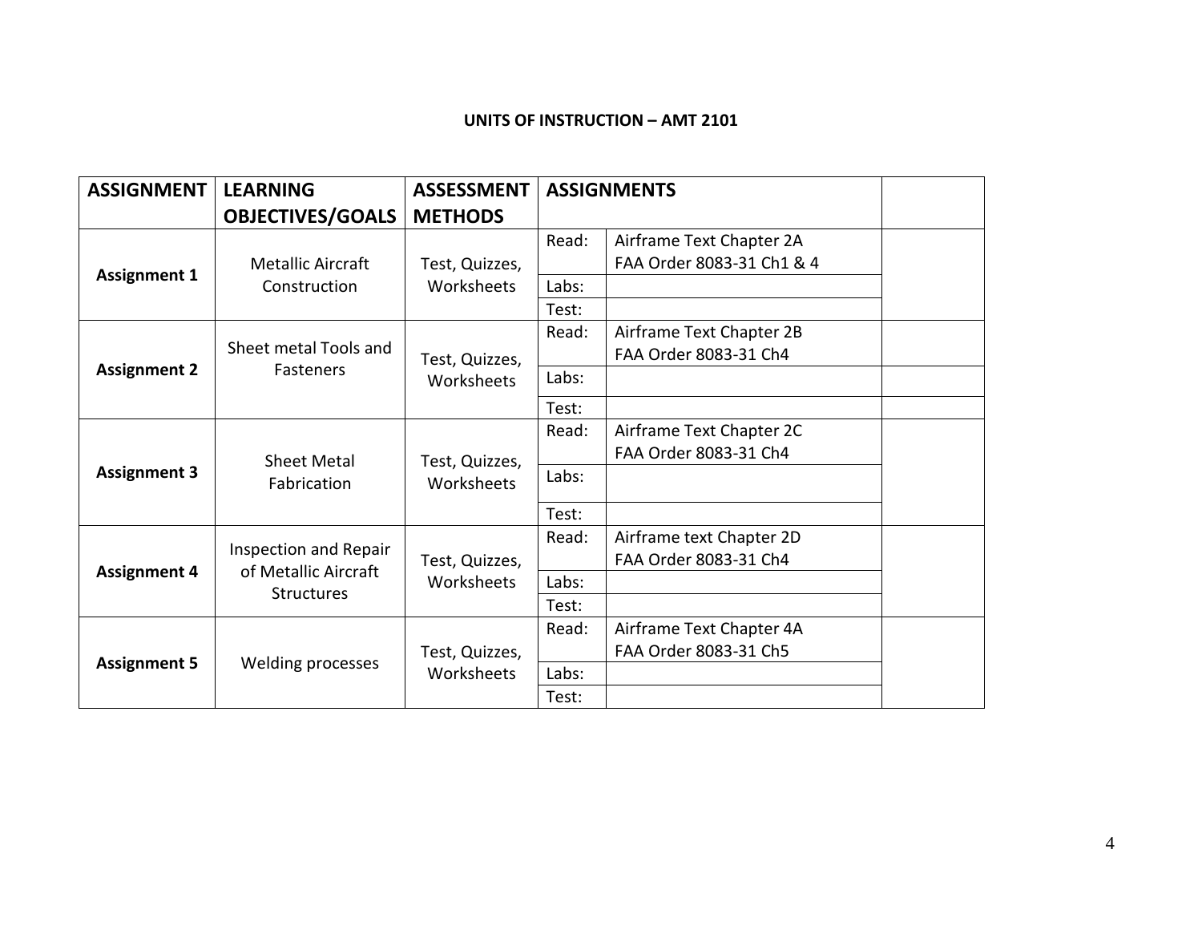**UNITS OF INSTRUCTION – AMT 2101**

| ASSIGNMENT | LEARNING OBJECTIVES/GOALS | ASSESSMENT METHODS | ASSIGNMENTS | | |
|---|---|---|---|---|---|
| **Assignment 1** | Metallic Aircraft Construction | Test, Quizzes, Worksheets | Read: | Airframe Text Chapter 2A<br>FAA Order 8083-31 Ch1 & 4 | |
| | | | Labs: | | |
| | | | Test: | | |
| **Assignment 2** | Sheet metal Tools and Fasteners | Test, Quizzes, Worksheets | Read: | Airframe Text Chapter 2B<br>FAA Order 8083-31 Ch4 | |
| | | | Labs: | | |
| | | | Test: | | |
| **Assignment 3** | Sheet Metal Fabrication | Test, Quizzes, Worksheets | Read: | Airframe Text Chapter 2C<br>FAA Order 8083-31 Ch4 | |
| | | | Labs: | | |
| | | | Test: | | |
| **Assignment 4** | Inspection and Repair of Metallic Aircraft Structures | Test, Quizzes, Worksheets | Read: | Airframe text Chapter 2D<br>FAA Order 8083-31 Ch4 | |
| | | | Labs: | | |
| | | | Test: | | |
| **Assignment 5** | Welding processes | Test, Quizzes, Worksheets | Read: | Airframe Text Chapter 4A<br>FAA Order 8083-31 Ch5 | |
| | | | Labs: | | |
| | | | Test: | | |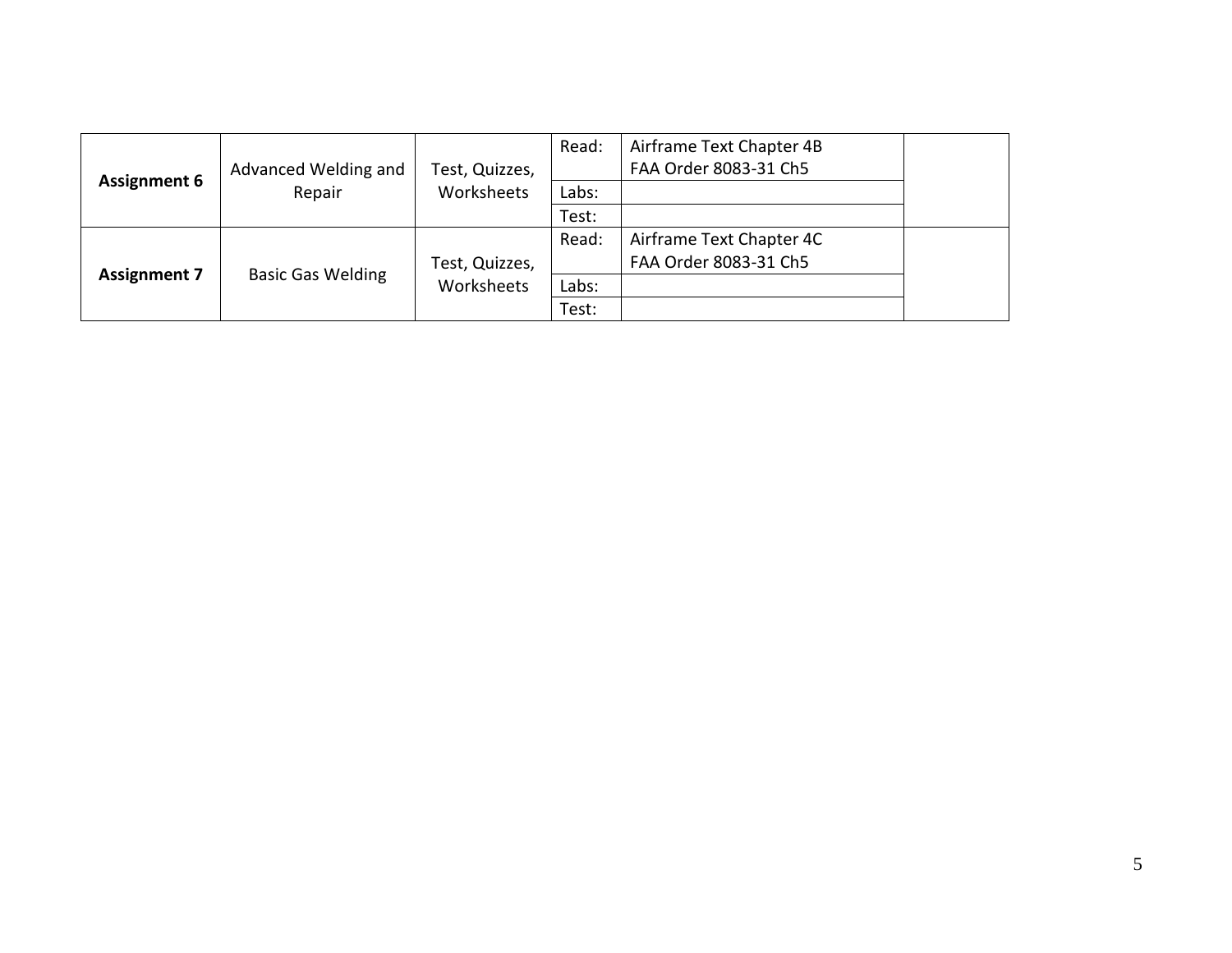| | | | | | |
|---|---|---|---|---|---|
| **Assignment 6** | Advanced Welding and Repair | Test, Quizzes, Worksheets | Read: | Airframe Text Chapter 4B<br>FAA Order 8083-31 Ch5 | |
| | | | Labs: | | |
| | | | Test: | | |
| **Assignment 7** | Basic Gas Welding | Test, Quizzes, Worksheets | Read: | Airframe Text Chapter 4C<br>FAA Order 8083-31 Ch5 | |
| | | | Labs: | | |
| | | | Test: | | |